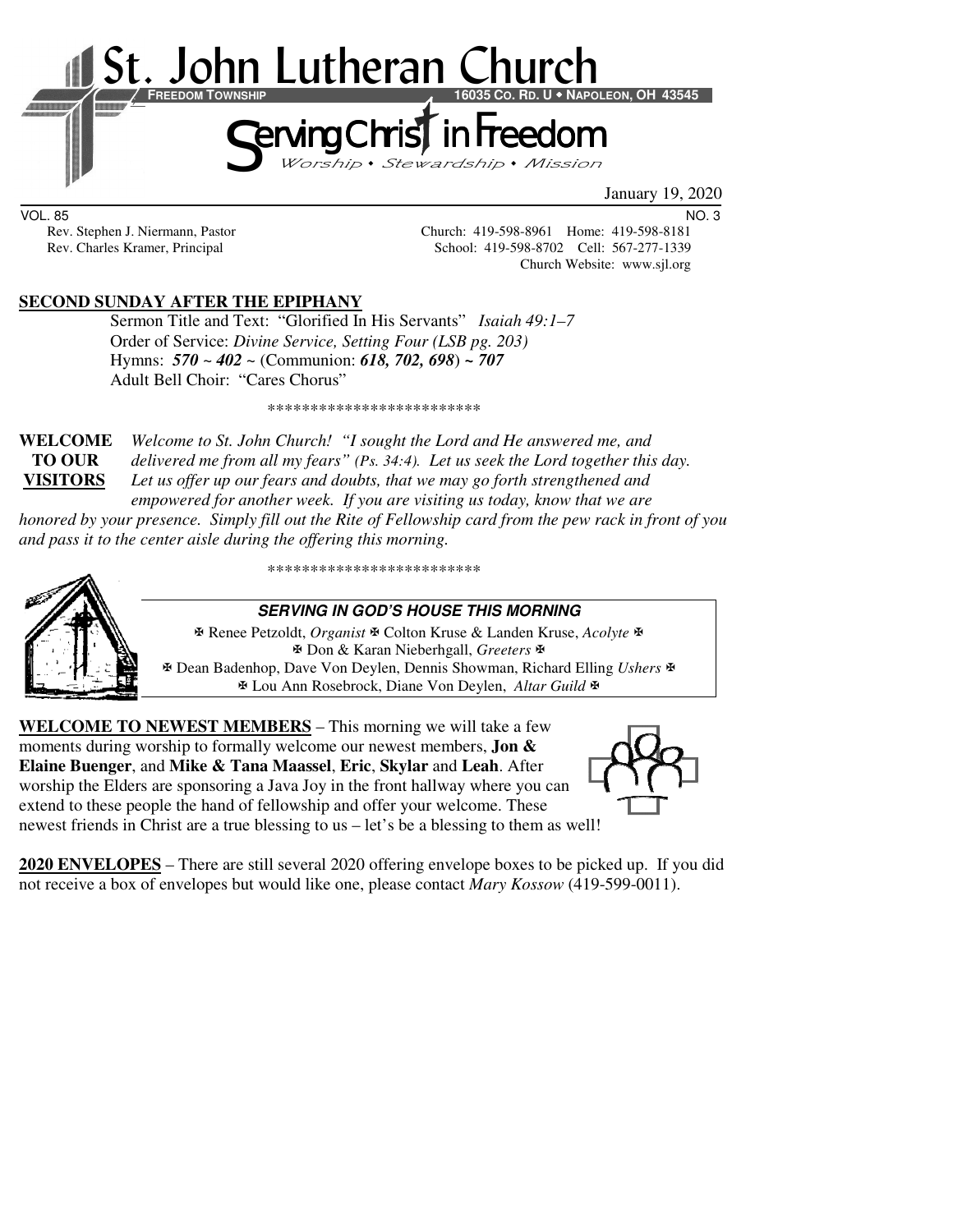# St. John Lutheran Church

**FREEDOM TOWNSHIP** — **16035 CO. RD. U • NAPOLEON, OH 43545**

## Serving Christ in Freedom

*Worship • Stewardship • Mission*

January 19, 2020

VOL. 85 — NO. 3

Rev. Stephen J. Niermann, Pastor — Church: 419-598-8961 Home: 419-598-8181

Rev. Charles Kramer, Principal — School: 419-598-8702 Cell: 567-277-1339

Church Website: www.sjl.org

**SECOND SUNDAY AFTER THE EPIPHANY**

Sermon Title and Text: "Glorified In His Servants" *Isaiah 49:1–7*

Order of Service: *Divine Service, Setting Four (LSB pg. 203)*

Hymns: ***570*** ~ ***402*** ~ (Communion: ***618, 702, 698***) ~ ***707***

Adult Bell Choir: "Cares Chorus"

*************************

**WELCOME TO OUR VISITORS** *Welcome to St. John Church! "I sought the Lord and He answered me, and delivered me from all my fears" (Ps. 34:4). Let us seek the Lord together this day. Let us offer up our fears and doubts, that we may go forth strengthened and empowered for another week. If you are visiting us today, know that we are honored by your presence. Simply fill out the Rite of Fellowship card from the pew rack in front of you and pass it to the center aisle during the offering this morning.*

*************************

***SERVING IN GOD'S HOUSE THIS MORNING***

✠ Renee Petzoldt, *Organist* ✠ Colton Kruse & Landen Kruse, *Acolyte* ✠

✠ Don & Karan Nieberhgall, *Greeters* ✠

✠ Dean Badenhop, Dave Von Deylen, Dennis Showman, Richard Elling *Ushers* ✠

✠ Lou Ann Rosebrock, Diane Von Deylen, *Altar Guild* ✠

**WELCOME TO NEWEST MEMBERS** – This morning we will take a few moments during worship to formally welcome our newest members, **Jon & Elaine Buenger**, and **Mike & Tana Maassel**, **Eric**, **Skylar** and **Leah**. After worship the Elders are sponsoring a Java Joy in the front hallway where you can extend to these people the hand of fellowship and offer your welcome. These newest friends in Christ are a true blessing to us – let's be a blessing to them as well!

**2020 ENVELOPES** – There are still several 2020 offering envelope boxes to be picked up. If you did not receive a box of envelopes but would like one, please contact *Mary Kossow* (419-599-0011).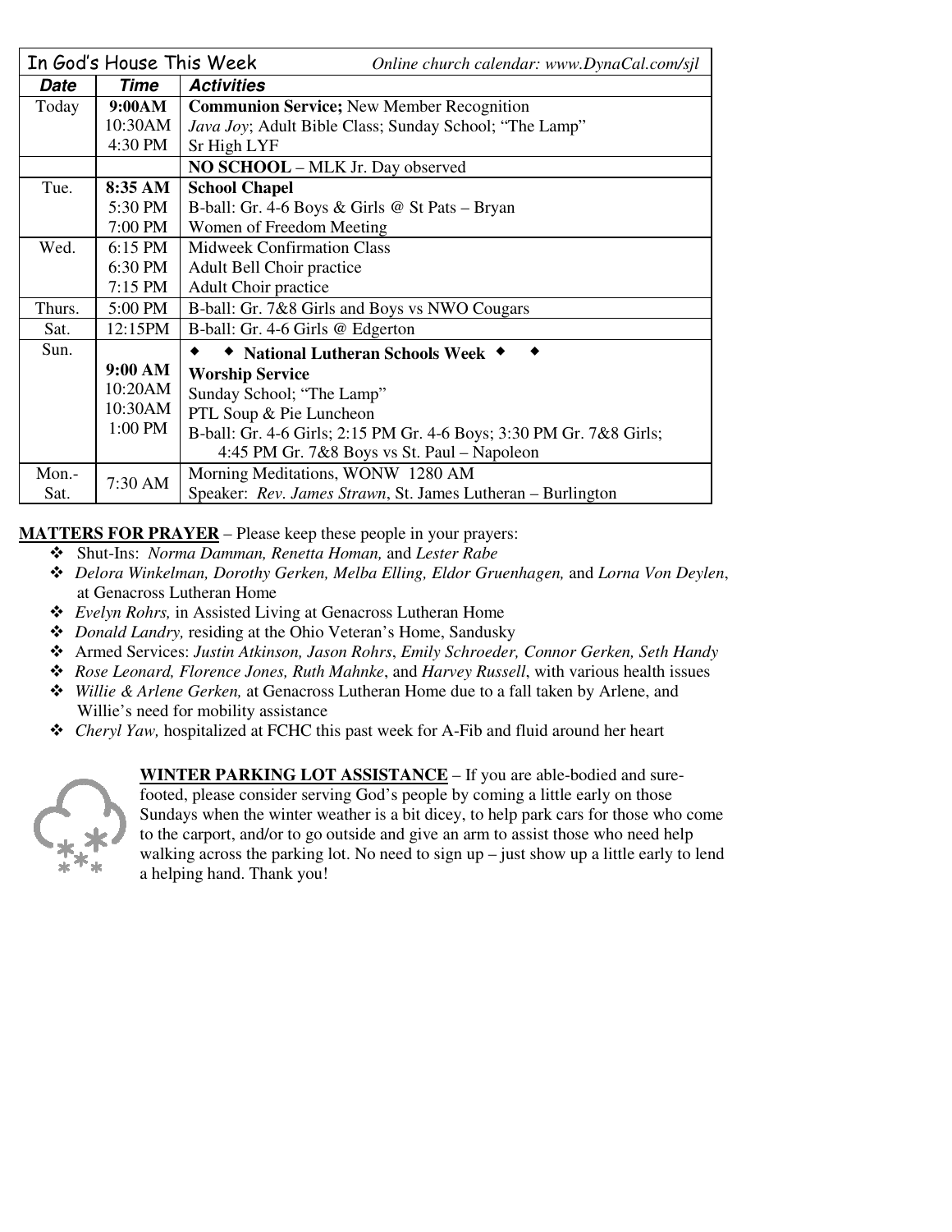| In God's House This Week | | *Online church calendar: www.DynaCal.com/sjl* |
|---|---|---|
| ***Date*** | ***Time*** | ***Activities*** |
| Today | **9:00AM** | **Communion Service;** New Member Recognition |
| | 10:30AM | *Java Joy*; Adult Bible Class; Sunday School; "The Lamp" |
| | 4:30 PM | Sr High LYF |
| | | **NO SCHOOL** – MLK Jr. Day observed |
| Tue. | **8:35 AM** | **School Chapel** |
| | 5:30 PM | B-ball: Gr. 4-6 Boys & Girls @ St Pats – Bryan |
| | 7:00 PM | Women of Freedom Meeting |
| Wed. | 6:15 PM | Midweek Confirmation Class |
| | 6:30 PM | Adult Bell Choir practice |
| | 7:15 PM | Adult Choir practice |
| Thurs. | 5:00 PM | B-ball: Gr. 7&8 Girls and Boys vs NWO Cougars |
| Sat. | 12:15PM | B-ball: Gr. 4-6 Girls @ Edgerton |
| Sun. | | ◆ ◆ **National Lutheran Schools Week** ◆ ◆ |
| | **9:00 AM** | **Worship Service** |
| | 10:20AM | Sunday School; "The Lamp" |
| | 10:30AM | PTL Soup & Pie Luncheon |
| | 1:00 PM | B-ball: Gr. 4-6 Girls; 2:15 PM Gr. 4-6 Boys; 3:30 PM Gr. 7&8 Girls; 4:45 PM Gr. 7&8 Boys vs St. Paul – Napoleon |
| Mon.-Sat. | 7:30 AM | Morning Meditations, WONW 1280 AM<br>Speaker: *Rev. James Strawn*, St. James Lutheran – Burlington |

**MATTERS FOR PRAYER** – Please keep these people in your prayers:

- Shut-Ins: *Norma Damman, Renetta Homan,* and *Lester Rabe*
- *Delora Winkelman, Dorothy Gerken, Melba Elling, Eldor Gruenhagen,* and *Lorna Von Deylen*, at Genacross Lutheran Home
- *Evelyn Rohrs,* in Assisted Living at Genacross Lutheran Home
- *Donald Landry,* residing at the Ohio Veteran's Home, Sandusky
- Armed Services: *Justin Atkinson, Jason Rohrs*, *Emily Schroeder, Connor Gerken, Seth Handy*
- *Rose Leonard, Florence Jones, Ruth Mahnke*, and *Harvey Russell*, with various health issues
- *Willie & Arlene Gerken,* at Genacross Lutheran Home due to a fall taken by Arlene, and Willie's need for mobility assistance
- *Cheryl Yaw,* hospitalized at FCHC this past week for A-Fib and fluid around her heart

**WINTER PARKING LOT ASSISTANCE** – If you are able-bodied and sure-footed, please consider serving God's people by coming a little early on those Sundays when the winter weather is a bit dicey, to help park cars for those who come to the carport, and/or to go outside and give an arm to assist those who need help walking across the parking lot. No need to sign up – just show up a little early to lend a helping hand. Thank you!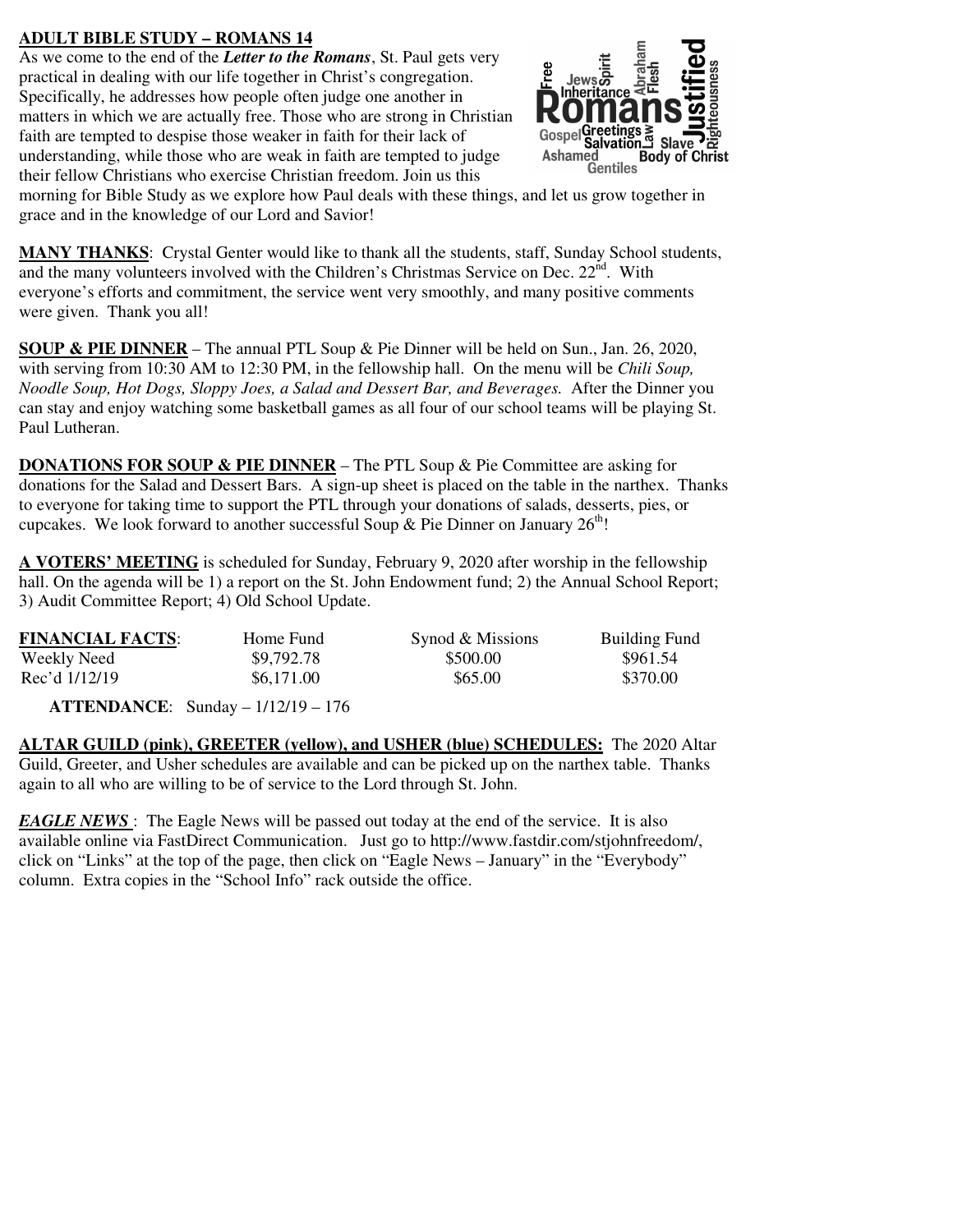**ADULT BIBLE STUDY – ROMANS 14**

As we come to the end of the ***Letter to the Romans***, St. Paul gets very practical in dealing with our life together in Christ's congregation. Specifically, he addresses how people often judge one another in matters in which we are actually free. Those who are strong in Christian faith are tempted to despise those weaker in faith for their lack of understanding, while those who are weak in faith are tempted to judge their fellow Christians who exercise Christian freedom. Join us this morning for Bible Study as we explore how Paul deals with these things, and let us grow together in grace and in the knowledge of our Lord and Savior!

**MANY THANKS**: Crystal Genter would like to thank all the students, staff, Sunday School students, and the many volunteers involved with the Children's Christmas Service on Dec. 22nd. With everyone's efforts and commitment, the service went very smoothly, and many positive comments were given. Thank you all!

**SOUP & PIE DINNER** – The annual PTL Soup & Pie Dinner will be held on Sun., Jan. 26, 2020, with serving from 10:30 AM to 12:30 PM, in the fellowship hall. On the menu will be *Chili Soup, Noodle Soup, Hot Dogs, Sloppy Joes, a Salad and Dessert Bar, and Beverages.* After the Dinner you can stay and enjoy watching some basketball games as all four of our school teams will be playing St. Paul Lutheran.

**DONATIONS FOR SOUP & PIE DINNER** – The PTL Soup & Pie Committee are asking for donations for the Salad and Dessert Bars. A sign-up sheet is placed on the table in the narthex. Thanks to everyone for taking time to support the PTL through your donations of salads, desserts, pies, or cupcakes. We look forward to another successful Soup & Pie Dinner on January 26th!

**A VOTERS' MEETING** is scheduled for Sunday, February 9, 2020 after worship in the fellowship hall. On the agenda will be 1) a report on the St. John Endowment fund; 2) the Annual School Report; 3) Audit Committee Report; 4) Old School Update.

| **FINANCIAL FACTS**: | Home Fund | Synod & Missions | Building Fund |
|---|---|---|---|
| Weekly Need | \$9,792.78 | \$500.00 | \$961.54 |
| Rec'd 1/12/19 | \$6,171.00 | \$65.00 | \$370.00 |

**ATTENDANCE**: Sunday – 1/12/19 – 176

**ALTAR GUILD (pink), GREETER (yellow), and USHER (blue) SCHEDULES:** The 2020 Altar Guild, Greeter, and Usher schedules are available and can be picked up on the narthex table. Thanks again to all who are willing to be of service to the Lord through St. John.

***EAGLE NEWS*** : The Eagle News will be passed out today at the end of the service. It is also available online via FastDirect Communication. Just go to http://www.fastdir.com/stjohnfreedom/, click on "Links" at the top of the page, then click on "Eagle News – January" in the "Everybody" column. Extra copies in the "School Info" rack outside the office.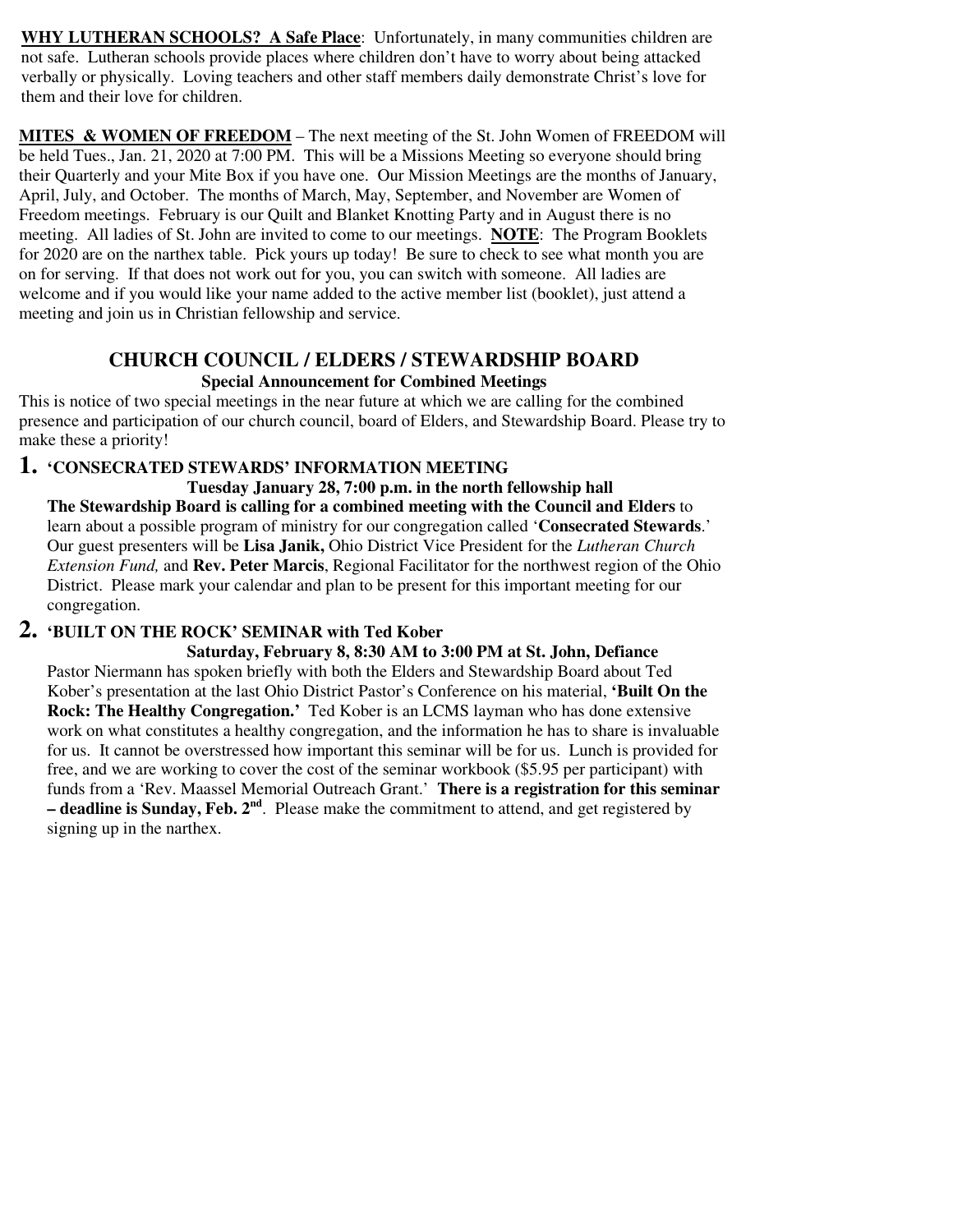**WHY LUTHERAN SCHOOLS? A Safe Place**: Unfortunately, in many communities children are not safe. Lutheran schools provide places where children don't have to worry about being attacked verbally or physically. Loving teachers and other staff members daily demonstrate Christ's love for them and their love for children.

**MITES & WOMEN OF FREEDOM** – The next meeting of the St. John Women of FREEDOM will be held Tues., Jan. 21, 2020 at 7:00 PM. This will be a Missions Meeting so everyone should bring their Quarterly and your Mite Box if you have one. Our Mission Meetings are the months of January, April, July, and October. The months of March, May, September, and November are Women of Freedom meetings. February is our Quilt and Blanket Knotting Party and in August there is no meeting. All ladies of St. John are invited to come to our meetings. **NOTE**: The Program Booklets for 2020 are on the narthex table. Pick yours up today! Be sure to check to see what month you are on for serving. If that does not work out for you, you can switch with someone. All ladies are welcome and if you would like your name added to the active member list (booklet), just attend a meeting and join us in Christian fellowship and service.

## CHURCH COUNCIL / ELDERS / STEWARDSHIP BOARD

**Special Announcement for Combined Meetings**

This is notice of two special meetings in the near future at which we are calling for the combined presence and participation of our church council, board of Elders, and Stewardship Board. Please try to make these a priority!

1. **'CONSECRATED STEWARDS' INFORMATION MEETING**

   **Tuesday January 28, 7:00 p.m. in the north fellowship hall**

   **The Stewardship Board is calling for a combined meeting with the Council and Elders** to learn about a possible program of ministry for our congregation called '**Consecrated Stewards**.' Our guest presenters will be **Lisa Janik,** Ohio District Vice President for the *Lutheran Church Extension Fund,* and **Rev. Peter Marcis**, Regional Facilitator for the northwest region of the Ohio District. Please mark your calendar and plan to be present for this important meeting for our congregation.

2. **'BUILT ON THE ROCK' SEMINAR with Ted Kober**

   **Saturday, February 8, 8:30 AM to 3:00 PM at St. John, Defiance**

   Pastor Niermann has spoken briefly with both the Elders and Stewardship Board about Ted Kober's presentation at the last Ohio District Pastor's Conference on his material, **'Built On the Rock: The Healthy Congregation.'** Ted Kober is an LCMS layman who has done extensive work on what constitutes a healthy congregation, and the information he has to share is invaluable for us. It cannot be overstressed how important this seminar will be for us. Lunch is provided for free, and we are working to cover the cost of the seminar workbook ($5.95 per participant) with funds from a 'Rev. Maassel Memorial Outreach Grant.' **There is a registration for this seminar – deadline is Sunday, Feb. 2nd**. Please make the commitment to attend, and get registered by signing up in the narthex.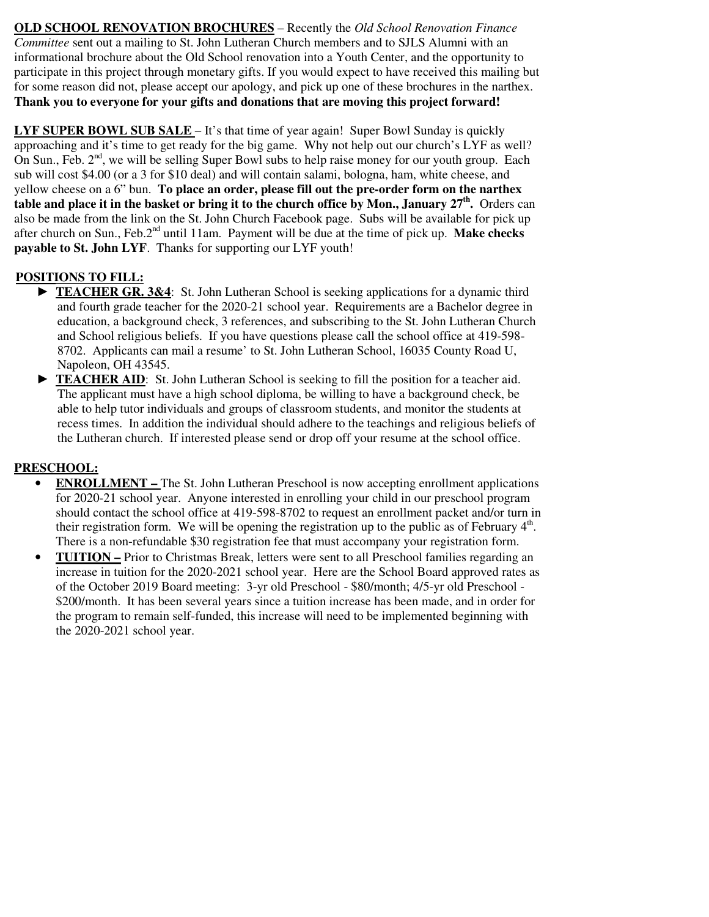**OLD SCHOOL RENOVATION BROCHURES** – Recently the *Old School Renovation Finance Committee* sent out a mailing to St. John Lutheran Church members and to SJLS Alumni with an informational brochure about the Old School renovation into a Youth Center, and the opportunity to participate in this project through monetary gifts. If you would expect to have received this mailing but for some reason did not, please accept our apology, and pick up one of these brochures in the narthex. **Thank you to everyone for your gifts and donations that are moving this project forward!**

**LYF SUPER BOWL SUB SALE** – It's that time of year again! Super Bowl Sunday is quickly approaching and it's time to get ready for the big game. Why not help out our church's LYF as well? On Sun., Feb. 2nd, we will be selling Super Bowl subs to help raise money for our youth group. Each sub will cost $4.00 (or a 3 for $10 deal) and will contain salami, bologna, ham, white cheese, and yellow cheese on a 6" bun. **To place an order, please fill out the pre-order form on the narthex table and place it in the basket or bring it to the church office by Mon., January 27th.** Orders can also be made from the link on the St. John Church Facebook page. Subs will be available for pick up after church on Sun., Feb.2nd until 11am. Payment will be due at the time of pick up. **Make checks payable to St. John LYF**. Thanks for supporting our LYF youth!

**POSITIONS TO FILL:**

- ► **TEACHER GR. 3&4**: St. John Lutheran School is seeking applications for a dynamic third and fourth grade teacher for the 2020-21 school year. Requirements are a Bachelor degree in education, a background check, 3 references, and subscribing to the St. John Lutheran Church and School religious beliefs. If you have questions please call the school office at 419-598-8702. Applicants can mail a resume' to St. John Lutheran School, 16035 County Road U, Napoleon, OH 43545.
- ► **TEACHER AID**: St. John Lutheran School is seeking to fill the position for a teacher aid. The applicant must have a high school diploma, be willing to have a background check, be able to help tutor individuals and groups of classroom students, and monitor the students at recess times. In addition the individual should adhere to the teachings and religious beliefs of the Lutheran church. If interested please send or drop off your resume at the school office.

**PRESCHOOL:**

- **ENROLLMENT –** The St. John Lutheran Preschool is now accepting enrollment applications for 2020-21 school year. Anyone interested in enrolling your child in our preschool program should contact the school office at 419-598-8702 to request an enrollment packet and/or turn in their registration form. We will be opening the registration up to the public as of February 4th. There is a non-refundable $30 registration fee that must accompany your registration form.
- **TUITION –** Prior to Christmas Break, letters were sent to all Preschool families regarding an increase in tuition for the 2020-2021 school year. Here are the School Board approved rates as of the October 2019 Board meeting: 3-yr old Preschool - $80/month; 4/5-yr old Preschool - $200/month. It has been several years since a tuition increase has been made, and in order for the program to remain self-funded, this increase will need to be implemented beginning with the 2020-2021 school year.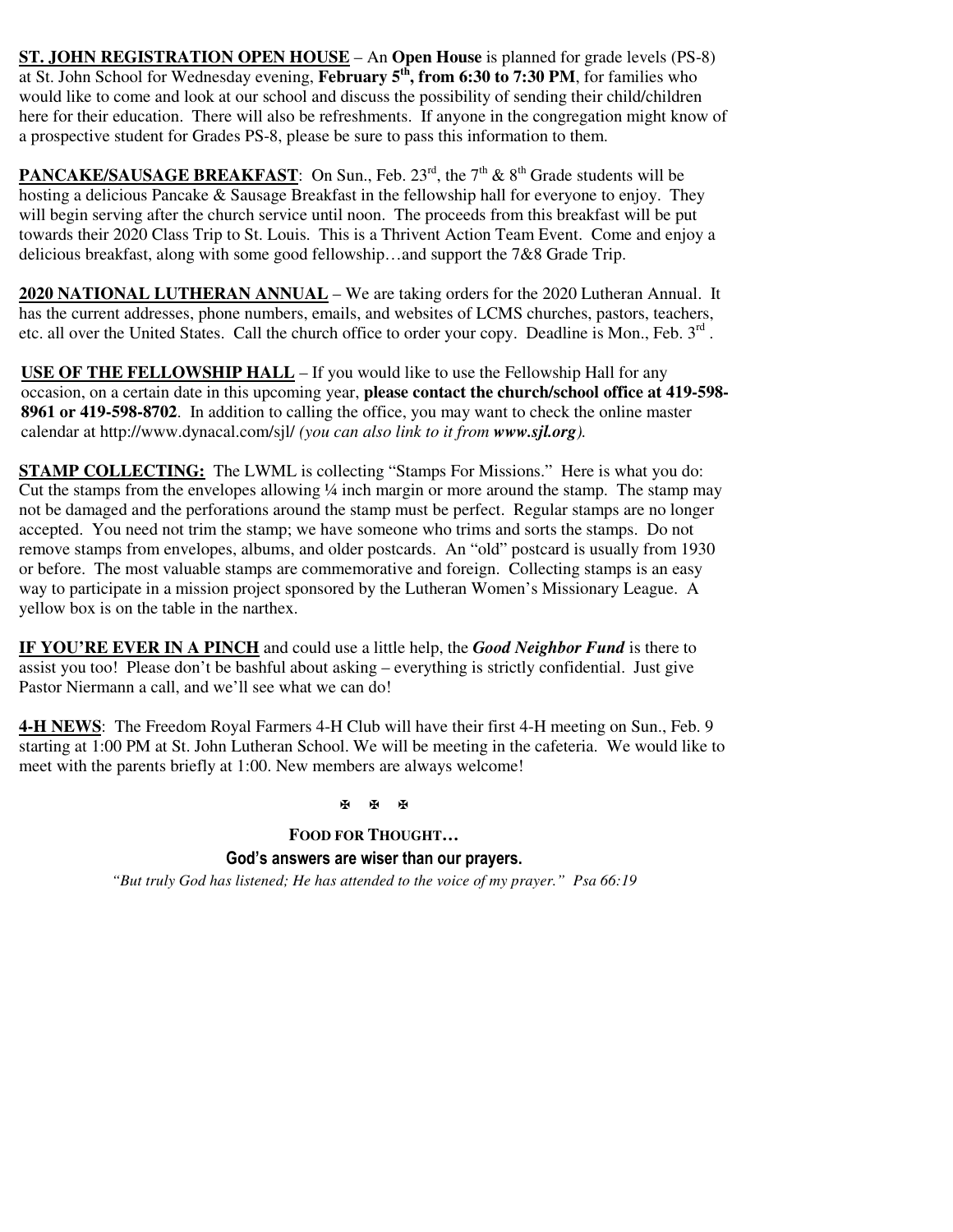**ST. JOHN REGISTRATION OPEN HOUSE** – An **Open House** is planned for grade levels (PS-8) at St. John School for Wednesday evening, **February 5th, from 6:30 to 7:30 PM**, for families who would like to come and look at our school and discuss the possibility of sending their child/children here for their education. There will also be refreshments. If anyone in the congregation might know of a prospective student for Grades PS-8, please be sure to pass this information to them.

**PANCAKE/SAUSAGE BREAKFAST**: On Sun., Feb. 23rd, the 7th & 8th Grade students will be hosting a delicious Pancake & Sausage Breakfast in the fellowship hall for everyone to enjoy. They will begin serving after the church service until noon. The proceeds from this breakfast will be put towards their 2020 Class Trip to St. Louis. This is a Thrivent Action Team Event. Come and enjoy a delicious breakfast, along with some good fellowship…and support the 7&8 Grade Trip.

**2020 NATIONAL LUTHERAN ANNUAL** – We are taking orders for the 2020 Lutheran Annual. It has the current addresses, phone numbers, emails, and websites of LCMS churches, pastors, teachers, etc. all over the United States. Call the church office to order your copy. Deadline is Mon., Feb. 3rd .

**USE OF THE FELLOWSHIP HALL** – If you would like to use the Fellowship Hall for any occasion, on a certain date in this upcoming year, **please contact the church/school office at 419-598-8961 or 419-598-8702**. In addition to calling the office, you may want to check the online master calendar at http://www.dynacal.com/sjl/ *(you can also link to it from **www.sjl.org**).*

**STAMP COLLECTING:** The LWML is collecting "Stamps For Missions." Here is what you do: Cut the stamps from the envelopes allowing ¼ inch margin or more around the stamp. The stamp may not be damaged and the perforations around the stamp must be perfect. Regular stamps are no longer accepted. You need not trim the stamp; we have someone who trims and sorts the stamps. Do not remove stamps from envelopes, albums, and older postcards. An "old" postcard is usually from 1930 or before. The most valuable stamps are commemorative and foreign. Collecting stamps is an easy way to participate in a mission project sponsored by the Lutheran Women's Missionary League. A yellow box is on the table in the narthex.

**IF YOU'RE EVER IN A PINCH** and could use a little help, the ***Good Neighbor Fund*** is there to assist you too! Please don't be bashful about asking – everything is strictly confidential. Just give Pastor Niermann a call, and we'll see what we can do!

**4-H NEWS**: The Freedom Royal Farmers 4-H Club will have their first 4-H meeting on Sun., Feb. 9 starting at 1:00 PM at St. John Lutheran School. We will be meeting in the cafeteria. We would like to meet with the parents briefly at 1:00. New members are always welcome!

✠ ✠ ✠

**FOOD FOR THOUGHT…**

**God's answers are wiser than our prayers.**

*"But truly God has listened; He has attended to the voice of my prayer." Psa 66:19*